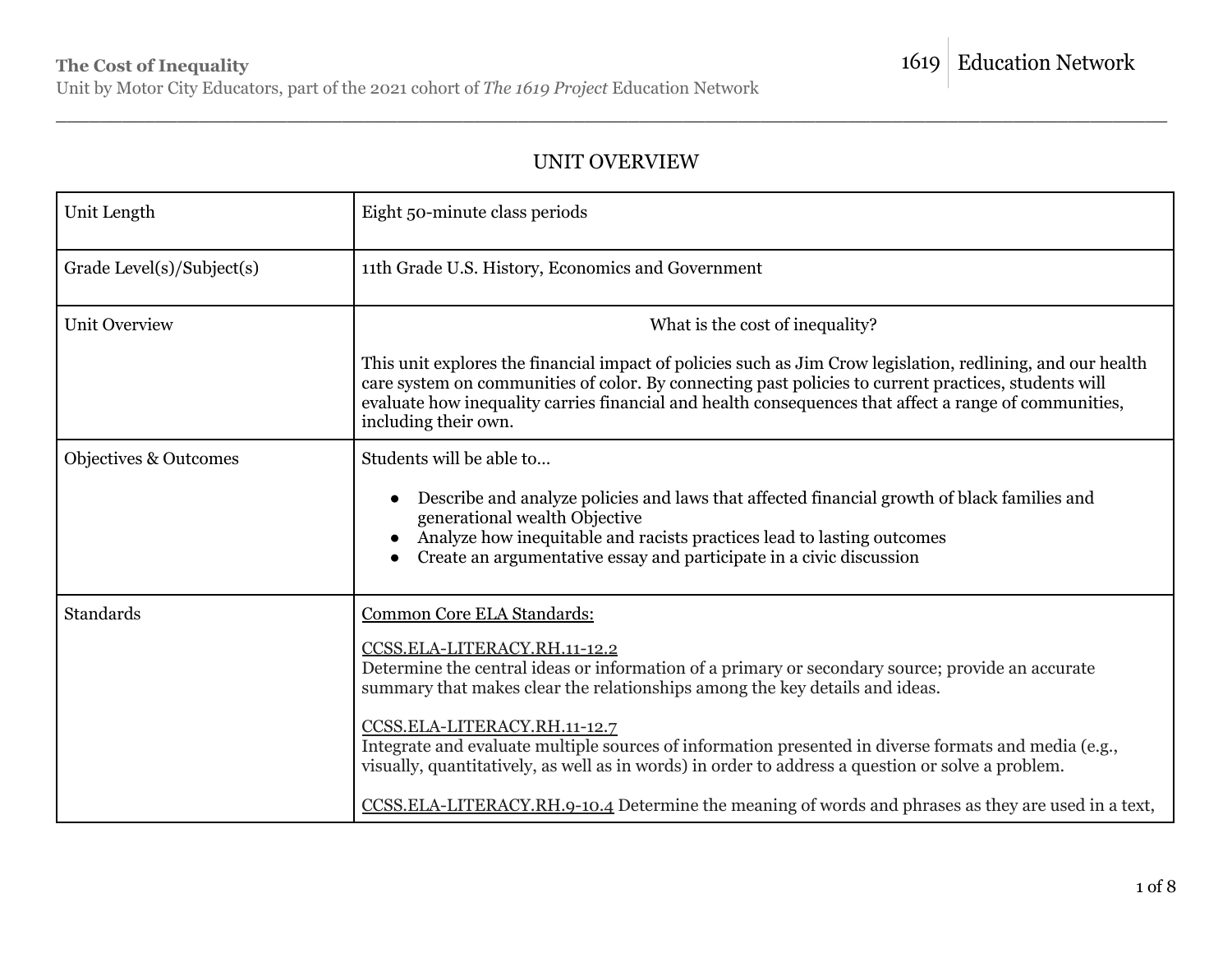**The Cost of Inequality**

Unit by Motor City Educators, part of the 2021 cohort of *The 1619 Project* Education Network

1619 Education Network

## UNIT OVERVIEW

| | |
|---|---|
| Unit Length | Eight 50-minute class periods |
| Grade Level(s)/Subject(s) | 11th Grade U.S. History, Economics and Government |
| Unit Overview | What is the cost of inequality?<br><br>This unit explores the financial impact of policies such as Jim Crow legislation, redlining, and our health care system on communities of color. By connecting past policies to current practices, students will evaluate how inequality carries financial and health consequences that affect a range of communities, including their own. |
| Objectives & Outcomes | Students will be able to…<br><br>• Describe and analyze policies and laws that affected financial growth of black families and generational wealth Objective<br>• Analyze how inequitable and racists practices lead to lasting outcomes<br>• Create an argumentative essay and participate in a civic discussion |
| Standards | Common Core ELA Standards:<br><br>CCSS.ELA-LITERACY.RH.11-12.2<br>Determine the central ideas or information of a primary or secondary source; provide an accurate summary that makes clear the relationships among the key details and ideas.<br><br>CCSS.ELA-LITERACY.RH.11-12.7<br>Integrate and evaluate multiple sources of information presented in diverse formats and media (e.g., visually, quantitatively, as well as in words) in order to address a question or solve a problem.<br><br>CCSS.ELA-LITERACY.RH.9-10.4 Determine the meaning of words and phrases as they are used in a text, |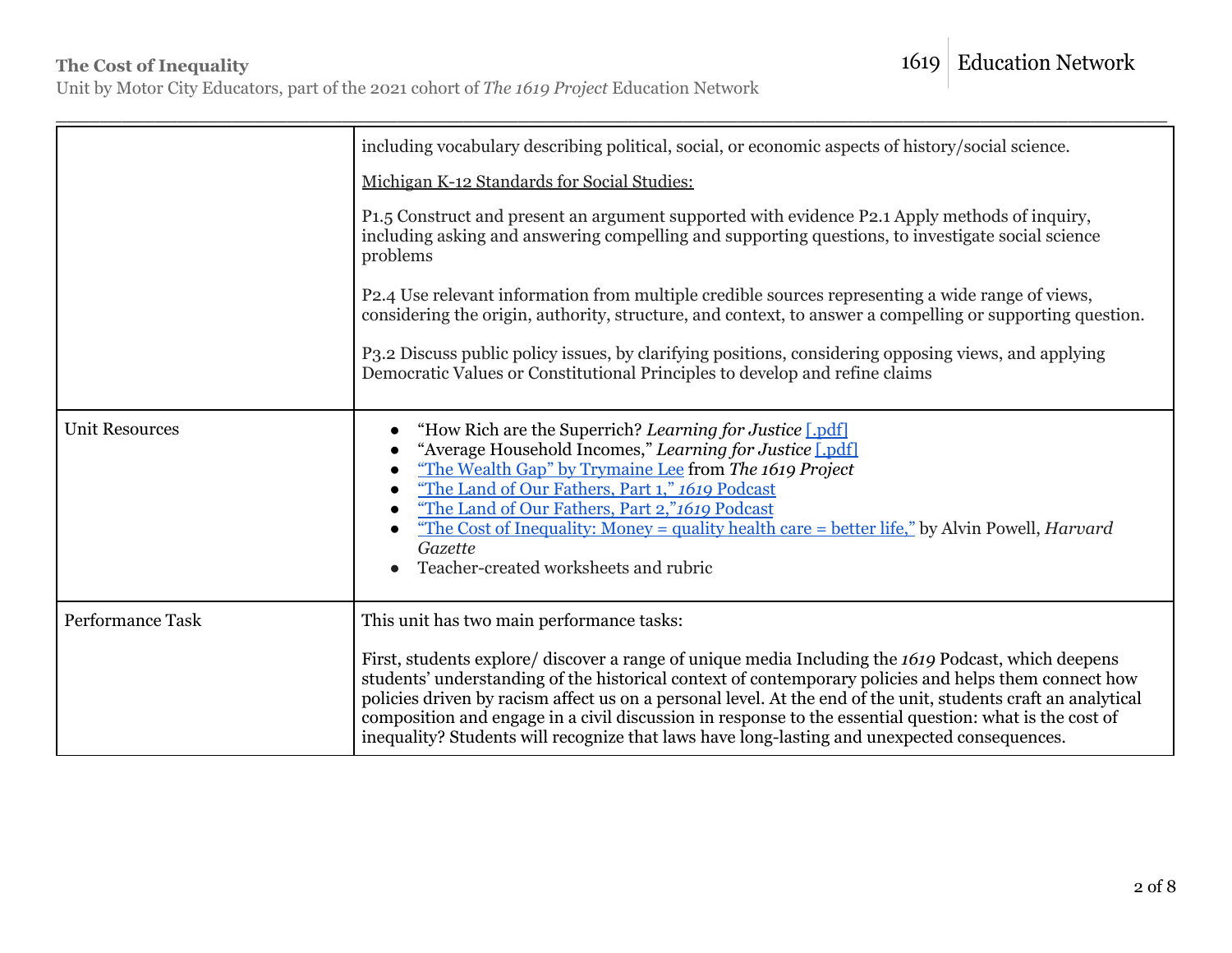| | |
|---|---|
| | including vocabulary describing political, social, or economic aspects of history/social science.<br><br>Michigan K-12 Standards for Social Studies:<br><br>P1.5 Construct and present an argument supported with evidence P2.1 Apply methods of inquiry, including asking and answering compelling and supporting questions, to investigate social science problems<br><br>P2.4 Use relevant information from multiple credible sources representing a wide range of views, considering the origin, authority, structure, and context, to answer a compelling or supporting question.<br><br>P3.2 Discuss public policy issues, by clarifying positions, considering opposing views, and applying Democratic Values or Constitutional Principles to develop and refine claims |
| Unit Resources | • "How Rich are the Superrich? *Learning for Justice* [.pdf]<br>• "Average Household Incomes," *Learning for Justice* [.pdf]<br>• "The Wealth Gap" by Trymaine Lee from ***The 1619 Project***<br>• "The Land of Our Fathers, Part 1," *1619* Podcast<br>• "The Land of Our Fathers, Part 2,"*1619* Podcast<br>• "The Cost of Inequality: Money = quality health care = better life," by Alvin Powell, *Harvard Gazette*<br>• Teacher-created worksheets and rubric |
| Performance Task | This unit has two main performance tasks:<br><br>First, students explore/ discover a range of unique media Including the *1619* Podcast, which deepens students' understanding of the historical context of contemporary policies and helps them connect how policies driven by racism affect us on a personal level. At the end of the unit, students craft an analytical composition and engage in a civil discussion in response to the essential question: what is the cost of inequality? Students will recognize that laws have long-lasting and unexpected consequences. |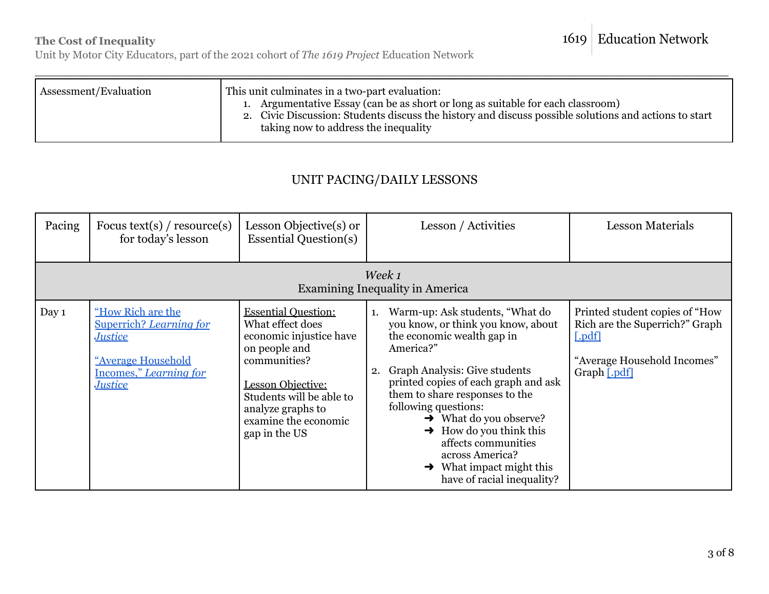| Assessment/Evaluation | This unit culminates in a two-part evaluation:<br>1. Argumentative Essay (can be as short or long as suitable for each classroom)<br>2. Civic Discussion: Students discuss the history and discuss possible solutions and actions to start taking now to address the inequality |
|---|---|

## UNIT PACING/DAILY LESSONS

| Pacing | Focus text(s) / resource(s) for today's lesson | Lesson Objective(s) or Essential Question(s) | Lesson / Activities | Lesson Materials |
|---|---|---|---|---|
| *Week 1*<br>Examining Inequality in America | | | | |
| Day 1 | "How Rich are the Superrich? *Learning for Justice*<br><br>"Average Household Incomes," *Learning for Justice* | Essential Question:<br>What effect does economic injustice have on people and communities?<br><br>Lesson Objective:<br>Students will be able to analyze graphs to examine the economic gap in the US | 1. Warm-up: Ask students, "What do you know, or think you know, about the economic wealth gap in America?"<br>2. Graph Analysis: Give students printed copies of each graph and ask them to share responses to the following questions:<br>➜ What do you observe?<br>➜ How do you think this affects communities across America?<br>➜ What impact might this have of racial inequality? | Printed student copies of "How Rich are the Superrich?" Graph [.pdf]<br><br>"Average Household Incomes" Graph [.pdf] |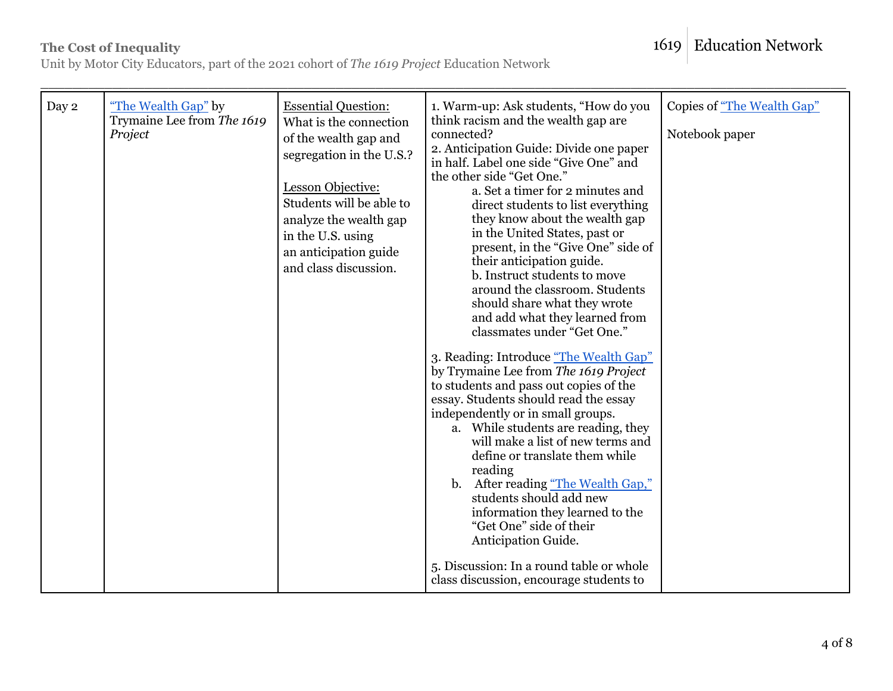| Day 2 | [“The Wealth Gap”](#) by Trymaine Lee from *The 1619 Project* | <u>Essential Question:</u><br>What is the connection of the wealth gap and segregation in the U.S.?<br><br><u>Lesson Objective:</u><br>Students will be able to analyze the wealth gap in the U.S. using an anticipation guide and class discussion. | 1. Warm-up: Ask students, “How do you think racism and the wealth gap are connected?<br>2. Anticipation Guide: Divide one paper in half. Label one side “Give One” and the other side “Get One.”<br>a. Set a timer for 2 minutes and direct students to list everything they know about the wealth gap in the United States, past or present, in the “Give One” side of their anticipation guide.<br>b. Instruct students to move around the classroom. Students should share what they wrote and add what they learned from classmates under “Get One.”<br><br>3. Reading: Introduce [“The Wealth Gap”](#) by Trymaine Lee from *The 1619 Project* to students and pass out copies of the essay. Students should read the essay independently or in small groups.<br>a. While students are reading, they will make a list of new terms and define or translate them while reading<br>b. After reading [“The Wealth Gap,”](#) students should add new information they learned to the “Get One” side of their Anticipation Guide.<br><br>5. Discussion: In a round table or whole class discussion, encourage students to | Copies of [“The Wealth Gap”](#)<br><br>Notebook paper |
|---|---|---|---|---|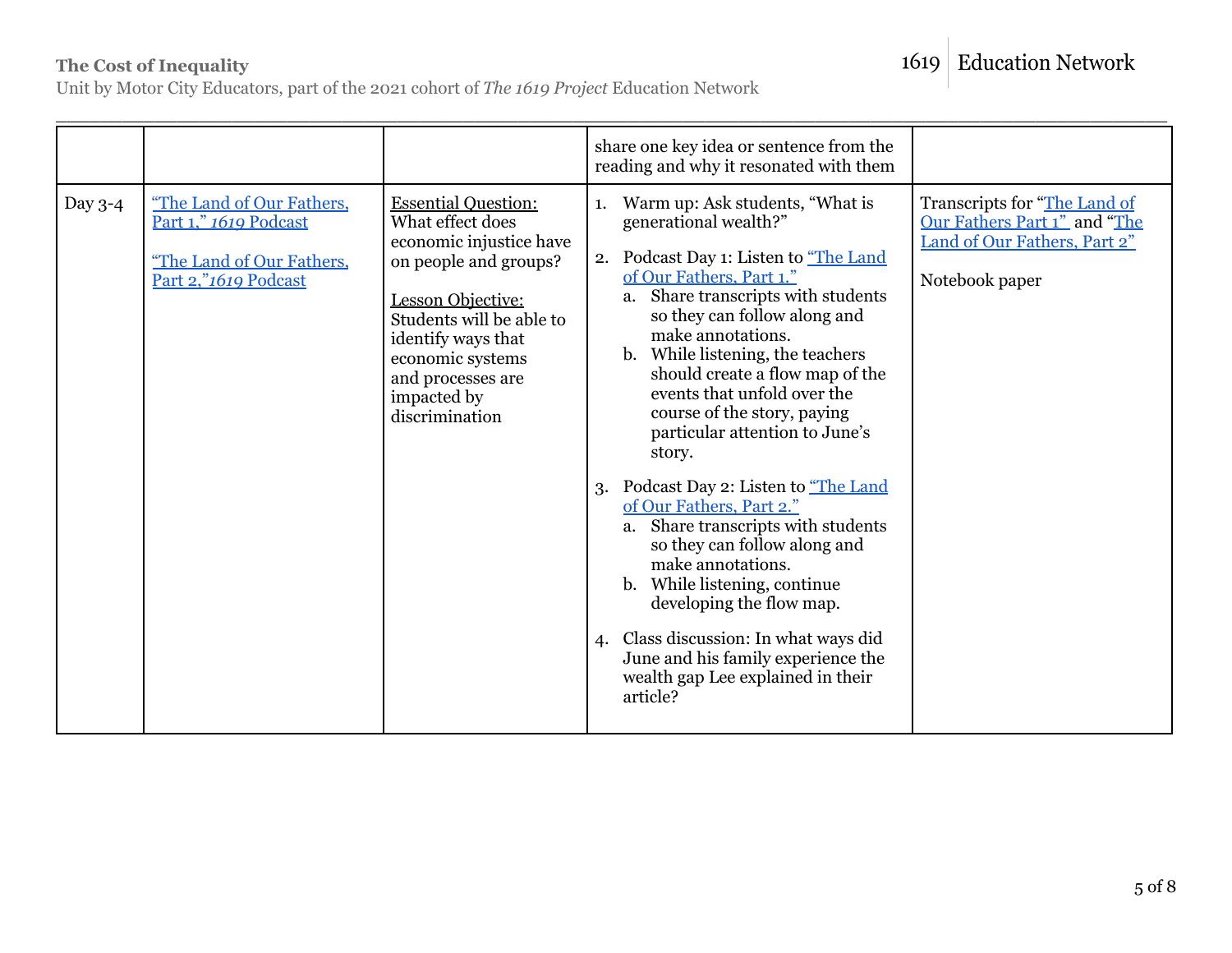| | | | | |
|---|---|---|---|---|
| | | | share one key idea or sentence from the reading and why it resonated with them | |
| Day 3-4 | "The Land of Our Fathers, Part 1," *1619* Podcast<br><br>"The Land of Our Fathers, Part 2,"*1619* Podcast | Essential Question: What effect does economic injustice have on people and groups?<br><br>Lesson Objective: Students will be able to identify ways that economic systems and processes are impacted by discrimination | 1. Warm up: Ask students, "What is generational wealth?"<br><br>2. Podcast Day 1: Listen to "The Land of Our Fathers, Part 1."<br>a. Share transcripts with students so they can follow along and make annotations.<br>b. While listening, the teachers should create a flow map of the events that unfold over the course of the story, paying particular attention to June's story.<br><br>3. Podcast Day 2: Listen to "The Land of Our Fathers, Part 2."<br>a. Share transcripts with students so they can follow along and make annotations.<br>b. While listening, continue developing the flow map.<br><br>4. Class discussion: In what ways did June and his family experience the wealth gap Lee explained in their article? | Transcripts for "The Land of Our Fathers Part 1" and "The Land of Our Fathers, Part 2"<br><br>Notebook paper |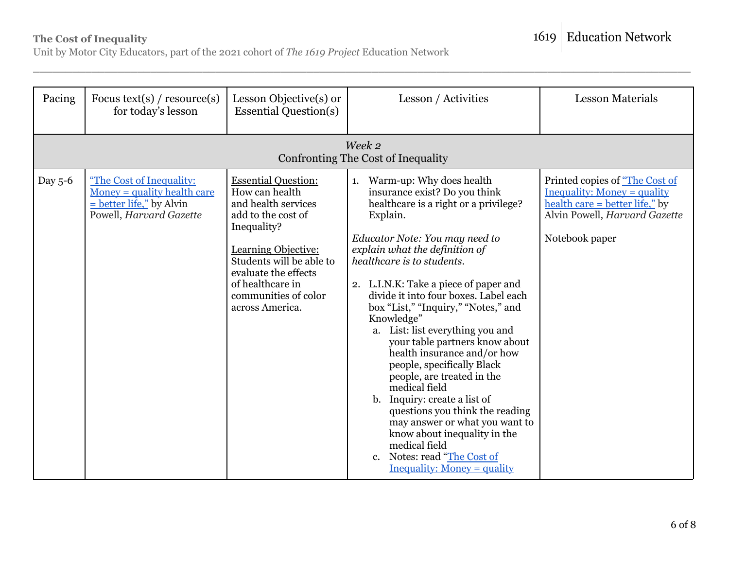| Pacing | Focus text(s) / resource(s) for today's lesson | Lesson Objective(s) or Essential Question(s) | Lesson / Activities | Lesson Materials |
|---|---|---|---|---|
| *Week 2*<br>Confronting The Cost of Inequality | | | | |
| Day 5-6 | "The Cost of Inequality: Money = quality health care = better life," by Alvin Powell, *Harvard Gazette* | Essential Question:<br>How can health and health services add to the cost of Inequality?<br><br>Learning Objective:<br>Students will be able to evaluate the effects of healthcare in communities of color across America. | 1. Warm-up: Why does health insurance exist? Do you think healthcare is a right or a privilege? Explain.<br><br>*Educator Note: You may need to explain what the definition of healthcare is to students.*<br><br>2. L.I.N.K: Take a piece of paper and divide it into four boxes. Label each box "List," "Inquiry," "Notes," and Knowledge"<br>a. List: list everything you and your table partners know about health insurance and/or how people, specifically Black people, are treated in the medical field<br>b. Inquiry: create a list of questions you think the reading may answer or what you want to know about inequality in the medical field<br>c. Notes: read "The Cost of Inequality: Money = quality | Printed copies of "The Cost of Inequality: Money = quality health care = better life," by Alvin Powell, *Harvard Gazette*<br><br>Notebook paper |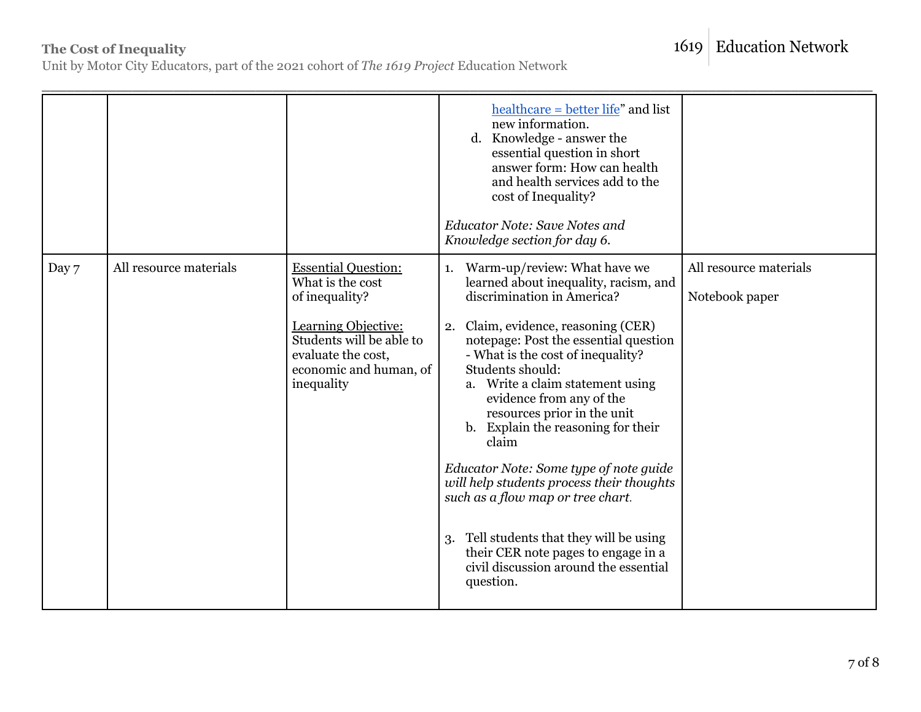| | | | | |
|---|---|---|---|---|
| | | | healthcare = better life" and list new information.<br>d. Knowledge - answer the essential question in short answer form: How can health and health services add to the cost of Inequality?<br><br>*Educator Note: Save Notes and Knowledge section for day 6.* | |
| Day 7 | All resource materials | Essential Question:<br>What is the cost of inequality?<br><br>Learning Objective:<br>Students will be able to evaluate the cost, economic and human, of inequality | 1. Warm-up/review: What have we learned about inequality, racism, and discrimination in America?<br><br>2. Claim, evidence, reasoning (CER) notepage: Post the essential question - What is the cost of inequality? Students should:<br>a. Write a claim statement using evidence from any of the resources prior in the unit<br>b. Explain the reasoning for their claim<br><br>*Educator Note: Some type of note guide will help students process their thoughts such as a flow map or tree chart.*<br><br>3. Tell students that they will be using their CER note pages to engage in a civil discussion around the essential question. | All resource materials<br><br>Notebook paper |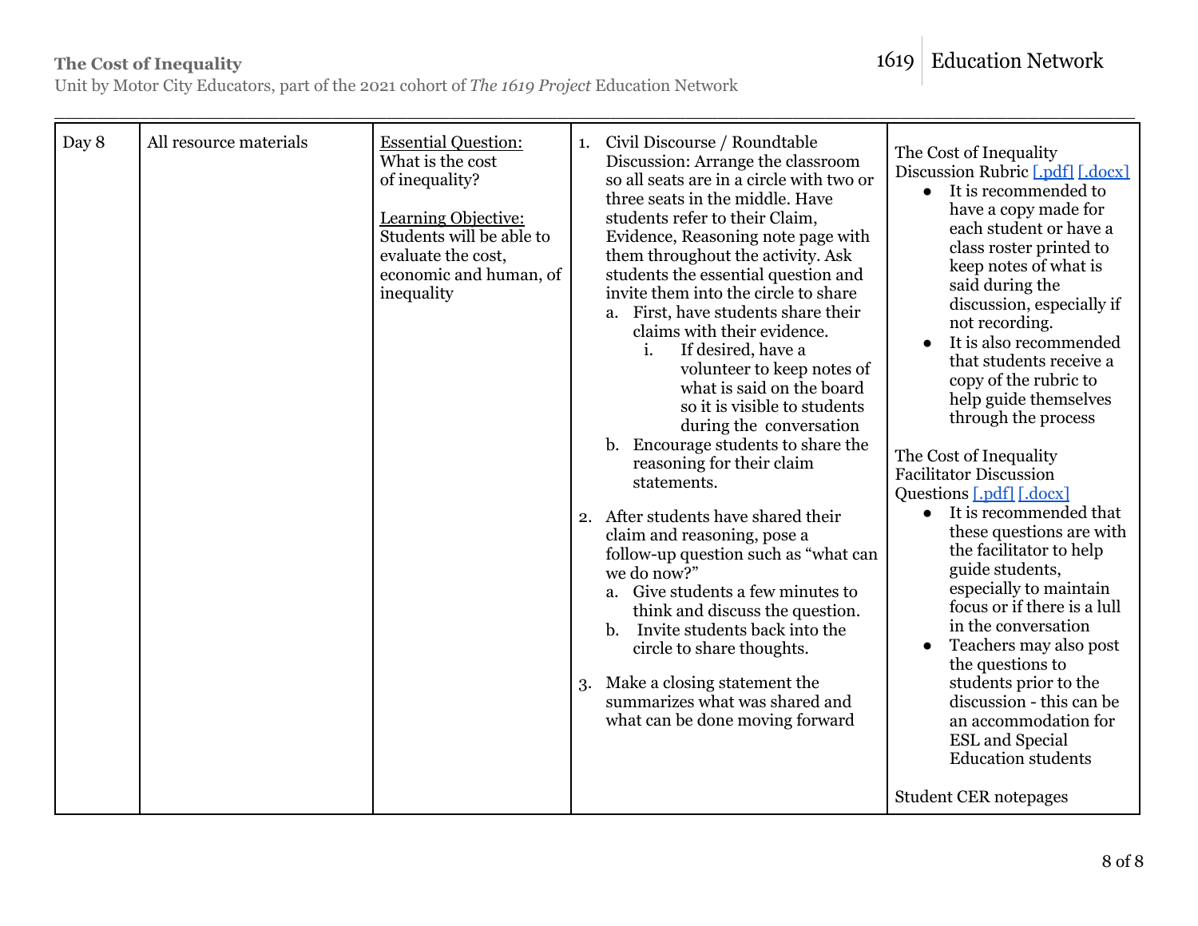| | | | | |
|---|---|---|---|---|
| Day 8 | All resource materials | Essential Question: What is the cost of inequality?<br><br>Learning Objective: Students will be able to evaluate the cost, economic and human, of inequality | 1. Civil Discourse / Roundtable Discussion: Arrange the classroom so all seats are in a circle with two or three seats in the middle. Have students refer to their Claim, Evidence, Reasoning note page with them throughout the activity. Ask students the essential question and invite them into the circle to share<br>a. First, have students share their claims with their evidence.<br>i. If desired, have a volunteer to keep notes of what is said on the board so it is visible to students during the conversation<br>b. Encourage students to share the reasoning for their claim statements.<br><br>2. After students have shared their claim and reasoning, pose a follow-up question such as "what can we do now?"<br>a. Give students a few minutes to think and discuss the question.<br>b. Invite students back into the circle to share thoughts.<br><br>3. Make a closing statement the summarizes what was shared and what can be done moving forward | The Cost of Inequality Discussion Rubric [.pdf] [.docx]<br>• It is recommended to have a copy made for each student or have a class roster printed to keep notes of what is said during the discussion, especially if not recording.<br>• It is also recommended that students receive a copy of the rubric to help guide themselves through the process<br><br>The Cost of Inequality Facilitator Discussion Questions [.pdf] [.docx]<br>• It is recommended that these questions are with the facilitator to help guide students, especially to maintain focus or if there is a lull in the conversation<br>• Teachers may also post the questions to students prior to the discussion - this can be an accommodation for ESL and Special Education students<br><br>Student CER notepages |